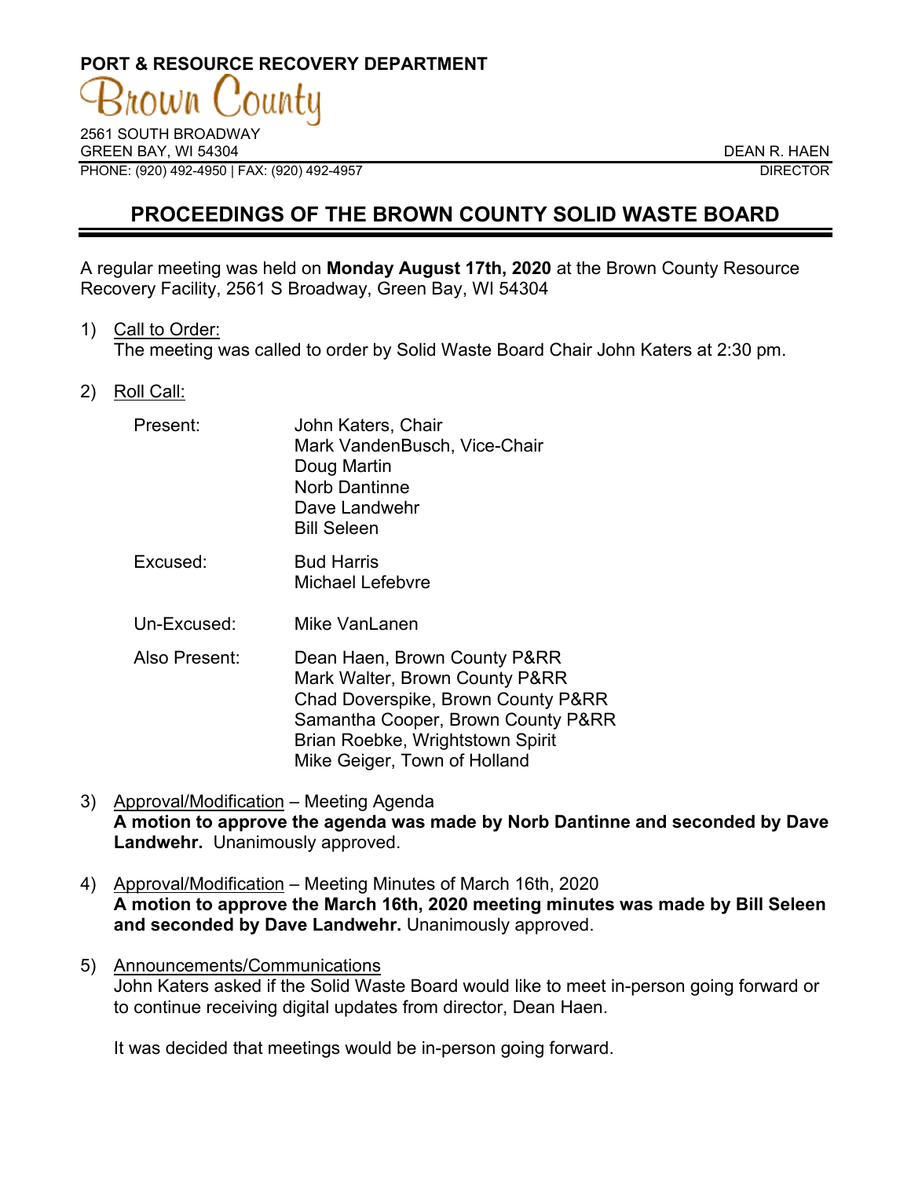**PORT & RESOURCE RECOVERY DEPARTMENT**

Brown County

2561 SOUTH BROADWAY
GREEN BAY, WI 54304
PHONE: (920) 492-4950 | FAX: (920) 492-4957

DEAN R. HAEN
DIRECTOR

# PROCEEDINGS OF THE BROWN COUNTY SOLID WASTE BOARD

A regular meeting was held on **Monday August 17th, 2020** at the Brown County Resource Recovery Facility, 2561 S Broadway, Green Bay, WI 54304

1) Call to Order:
The meeting was called to order by Solid Waste Board Chair John Katers at 2:30 pm.

2) Roll Call:

| | |
|---|---|
| Present: | John Katers, Chair<br>Mark VandenBusch, Vice-Chair<br>Doug Martin<br>Norb Dantinne<br>Dave Landwehr<br>Bill Seleen |
| Excused: | Bud Harris<br>Michael Lefebvre |
| Un-Excused: | Mike VanLanen |
| Also Present: | Dean Haen, Brown County P&RR<br>Mark Walter, Brown County P&RR<br>Chad Doverspike, Brown County P&RR<br>Samantha Cooper, Brown County P&RR<br>Brian Roebke, Wrightstown Spirit<br>Mike Geiger, Town of Holland |

3) Approval/Modification – Meeting Agenda
**A motion to approve the agenda was made by Norb Dantinne and seconded by Dave Landwehr.** Unanimously approved.

4) Approval/Modification – Meeting Minutes of March 16th, 2020
**A motion to approve the March 16th, 2020 meeting minutes was made by Bill Seleen and seconded by Dave Landwehr.** Unanimously approved.

5) Announcements/Communications
John Katers asked if the Solid Waste Board would like to meet in-person going forward or to continue receiving digital updates from director, Dean Haen.

It was decided that meetings would be in-person going forward.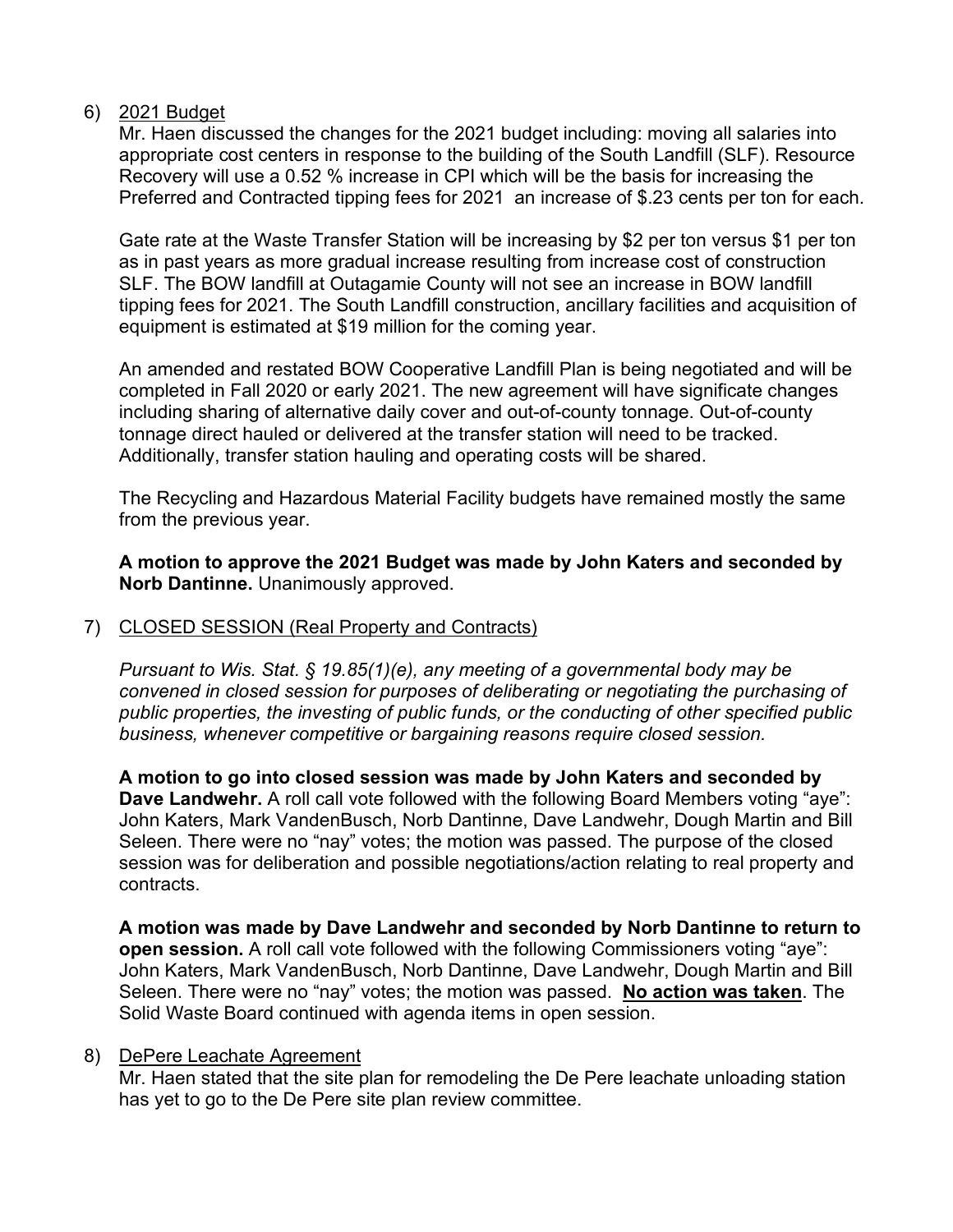6) <u>2021 Budget</u>

Mr. Haen discussed the changes for the 2021 budget including: moving all salaries into appropriate cost centers in response to the building of the South Landfill (SLF). Resource Recovery will use a 0.52 % increase in CPI which will be the basis for increasing the Preferred and Contracted tipping fees for 2021 an increase of $.23 cents per ton for each.

Gate rate at the Waste Transfer Station will be increasing by $2 per ton versus $1 per ton as in past years as more gradual increase resulting from increase cost of construction SLF. The BOW landfill at Outagamie County will not see an increase in BOW landfill tipping fees for 2021. The South Landfill construction, ancillary facilities and acquisition of equipment is estimated at $19 million for the coming year.

An amended and restated BOW Cooperative Landfill Plan is being negotiated and will be completed in Fall 2020 or early 2021. The new agreement will have significate changes including sharing of alternative daily cover and out-of-county tonnage. Out-of-county tonnage direct hauled or delivered at the transfer station will need to be tracked. Additionally, transfer station hauling and operating costs will be shared.

The Recycling and Hazardous Material Facility budgets have remained mostly the same from the previous year.

**A motion to approve the 2021 Budget was made by John Katers and seconded by Norb Dantinne.** Unanimously approved.

7) <u>CLOSED SESSION (Real Property and Contracts)</u>

*Pursuant to Wis. Stat. § 19.85(1)(e), any meeting of a governmental body may be convened in closed session for purposes of deliberating or negotiating the purchasing of public properties, the investing of public funds, or the conducting of other specified public business, whenever competitive or bargaining reasons require closed session.*

**A motion to go into closed session was made by John Katers and seconded by Dave Landwehr.** A roll call vote followed with the following Board Members voting "aye": John Katers, Mark VandenBusch, Norb Dantinne, Dave Landwehr, Dough Martin and Bill Seleen. There were no "nay" votes; the motion was passed. The purpose of the closed session was for deliberation and possible negotiations/action relating to real property and contracts.

**A motion was made by Dave Landwehr and seconded by Norb Dantinne to return to open session.** A roll call vote followed with the following Commissioners voting "aye": John Katers, Mark VandenBusch, Norb Dantinne, Dave Landwehr, Dough Martin and Bill Seleen. There were no "nay" votes; the motion was passed. <u>**No action was taken**</u>. The Solid Waste Board continued with agenda items in open session.

8) <u>DePere Leachate Agreement</u>

Mr. Haen stated that the site plan for remodeling the De Pere leachate unloading station has yet to go to the De Pere site plan review committee.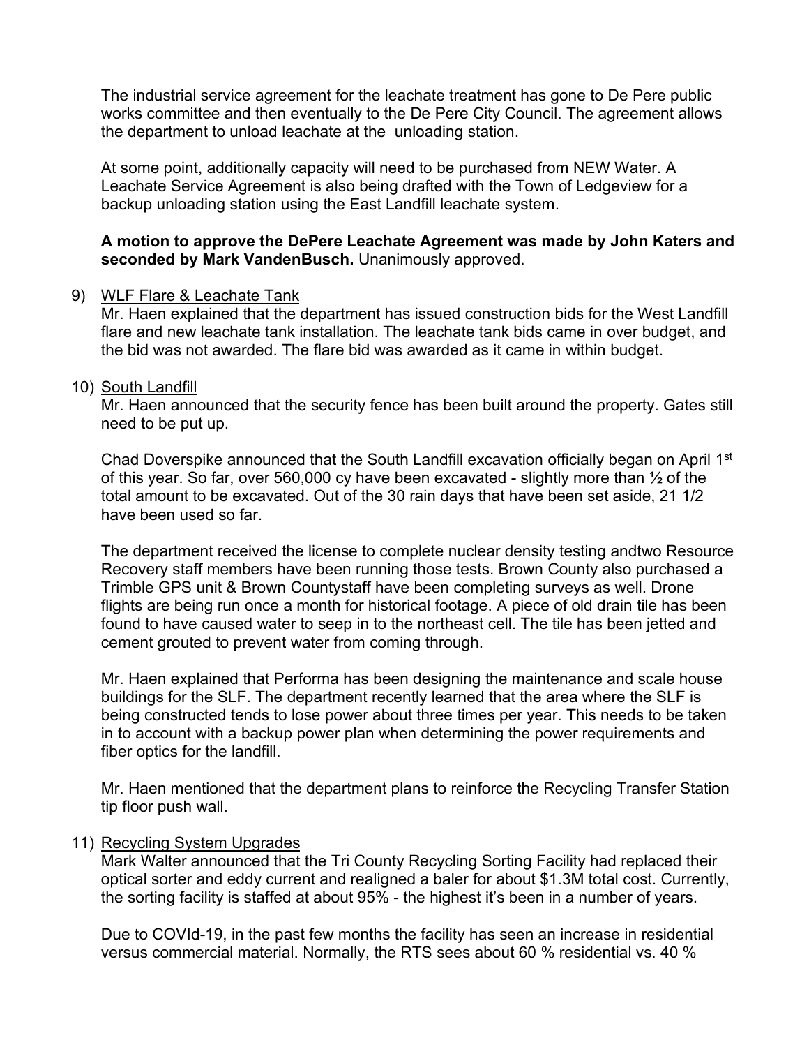The industrial service agreement for the leachate treatment has gone to De Pere public works committee and then eventually to the De Pere City Council. The agreement allows the department to unload leachate at the  unloading station.

At some point, additionally capacity will need to be purchased from NEW Water. A Leachate Service Agreement is also being drafted with the Town of Ledgeview for a backup unloading station using the East Landfill leachate system.

**A motion to approve the DePere Leachate Agreement was made by John Katers and seconded by Mark VandenBusch.** Unanimously approved.

9) <u>WLF Flare & Leachate Tank</u>
   Mr. Haen explained that the department has issued construction bids for the West Landfill flare and new leachate tank installation. The leachate tank bids came in over budget, and the bid was not awarded. The flare bid was awarded as it came in within budget.

10) <u>South Landfill</u>
    Mr. Haen announced that the security fence has been built around the property. Gates still need to be put up.

    Chad Doverspike announced that the South Landfill excavation officially began on April 1st of this year. So far, over 560,000 cy have been excavated - slightly more than ½ of the total amount to be excavated. Out of the 30 rain days that have been set aside, 21 1/2 have been used so far.

    The department received the license to complete nuclear density testing andtwo Resource Recovery staff members have been running those tests. Brown County also purchased a Trimble GPS unit & Brown Countystaff have been completing surveys as well. Drone flights are being run once a month for historical footage. A piece of old drain tile has been found to have caused water to seep in to the northeast cell. The tile has been jetted and cement grouted to prevent water from coming through.

    Mr. Haen explained that Performa has been designing the maintenance and scale house buildings for the SLF. The department recently learned that the area where the SLF is being constructed tends to lose power about three times per year. This needs to be taken in to account with a backup power plan when determining the power requirements and fiber optics for the landfill.

    Mr. Haen mentioned that the department plans to reinforce the Recycling Transfer Station tip floor push wall.

11) <u>Recycling System Upgrades</u>
    Mark Walter announced that the Tri County Recycling Sorting Facility had replaced their optical sorter and eddy current and realigned a baler for about $1.3M total cost. Currently, the sorting facility is staffed at about 95% - the highest it's been in a number of years.

    Due to COVId-19, in the past few months the facility has seen an increase in residential versus commercial material. Normally, the RTS sees about 60 % residential vs. 40 %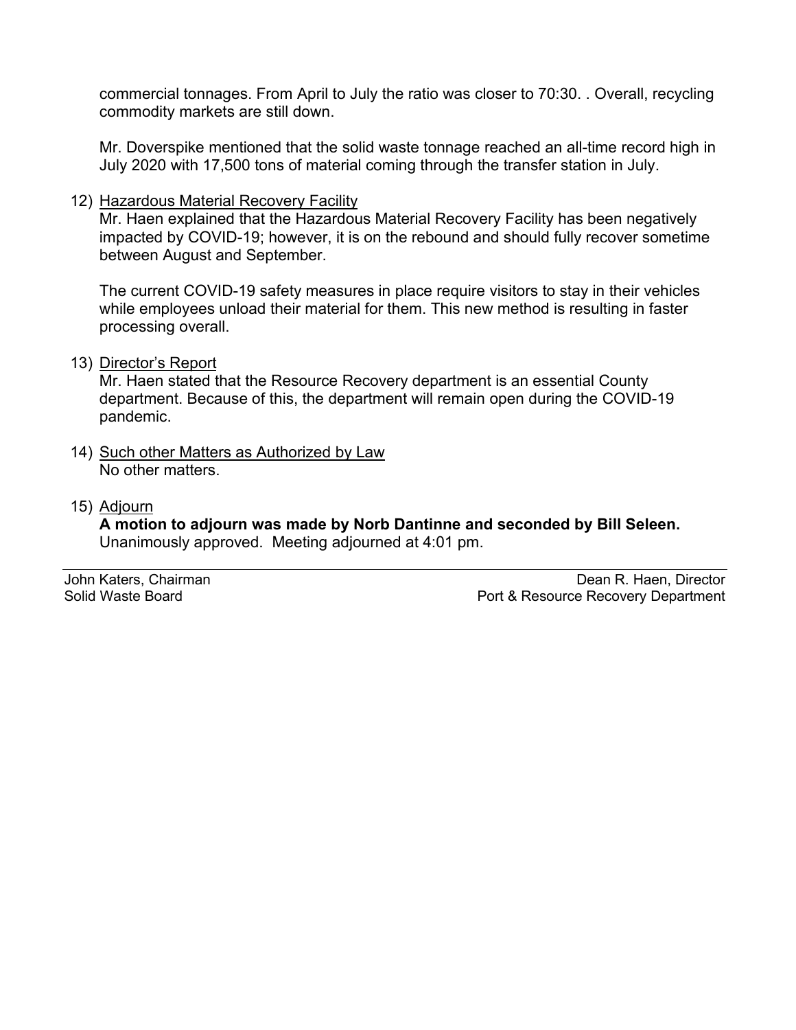commercial tonnages. From April to July the ratio was closer to 70:30. . Overall, recycling commodity markets are still down.

Mr. Doverspike mentioned that the solid waste tonnage reached an all-time record high in July 2020 with 17,500 tons of material coming through the transfer station in July.

12) Hazardous Material Recovery Facility
Mr. Haen explained that the Hazardous Material Recovery Facility has been negatively impacted by COVID-19; however, it is on the rebound and should fully recover sometime between August and September.

The current COVID-19 safety measures in place require visitors to stay in their vehicles while employees unload their material for them. This new method is resulting in faster processing overall.

13) Director's Report
Mr. Haen stated that the Resource Recovery department is an essential County department. Because of this, the department will remain open during the COVID-19 pandemic.

14) Such other Matters as Authorized by Law
No other matters.

15) Adjourn
**A motion to adjourn was made by Norb Dantinne and seconded by Bill Seleen.** Unanimously approved. Meeting adjourned at 4:01 pm.

John Katers, Chairman
Solid Waste Board

Dean R. Haen, Director
Port & Resource Recovery Department